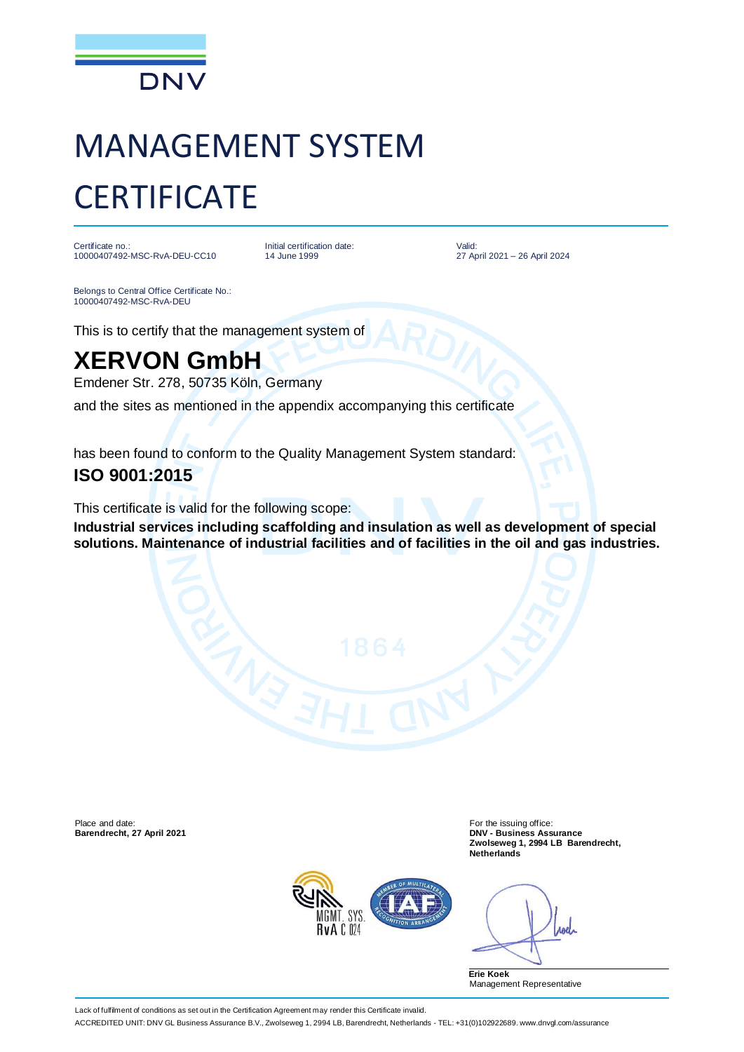DNV

# MANAGEMENT SYSTEM CERTIFICATE

Certificate no.:
10000407492-MSC-RvA-DEU-CC10

Initial certification date:
14 June 1999

Valid:
27 April 2021 – 26 April 2024

Belongs to Central Office Certificate No.:
10000407492-MSC-RvA-DEU

This is to certify that the management system of

## XERVON GmbH

Emdener Str. 278, 50735 Köln, Germany

and the sites as mentioned in the appendix accompanying this certificate

has been found to conform to the Quality Management System standard:

**ISO 9001:2015**

This certificate is valid for the following scope:

**Industrial services including scaffolding and insulation as well as development of special solutions. Maintenance of industrial facilities and of facilities in the oil and gas industries.**

Place and date:
**Barendrecht, 27 April 2021**

For the issuing office:
**DNV - Business Assurance**
**Zwolseweg 1, 2994 LB Barendrecht, Netherlands**

MGMT. SYS.
RvA C 024

**Erie Koek**
Management Representative

Lack of fulfilment of conditions as set out in the Certification Agreement may render this Certificate invalid.

ACCREDITED UNIT: DNV GL Business Assurance B.V., Zwolseweg 1, 2994 LB, Barendrecht, Netherlands - TEL: +31(0)102922689. www.dnvgl.com/assurance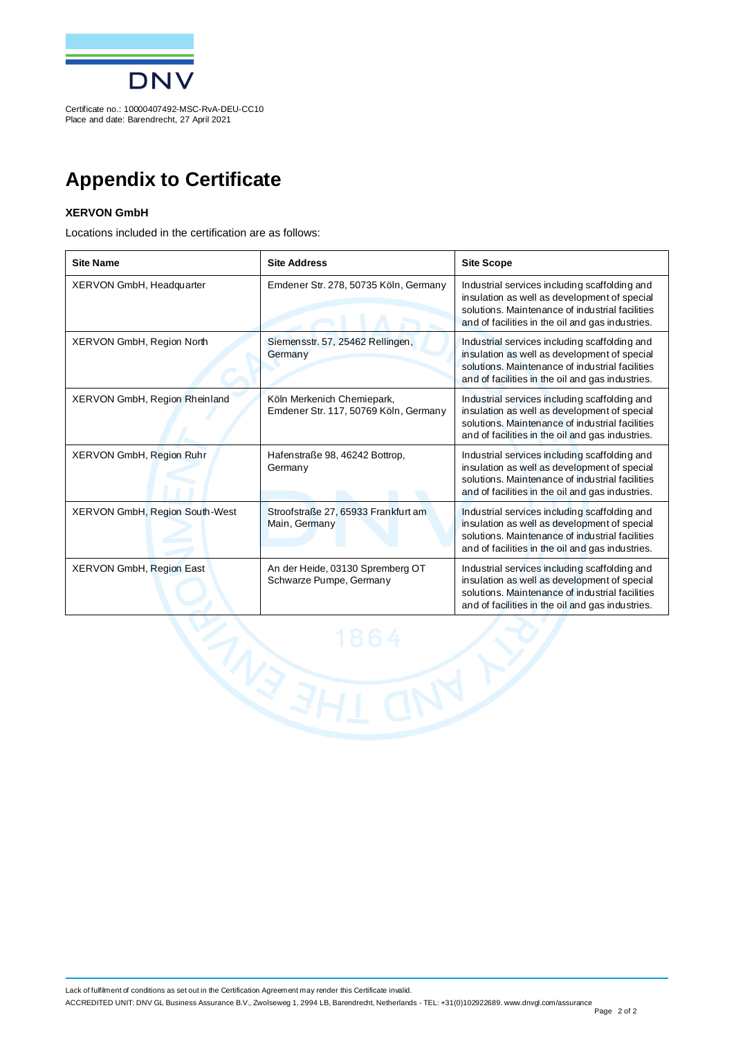Certificate no.: 10000407492-MSC-RvA-DEU-CC10
Place and date: Barendrecht, 27 April 2021

# Appendix to Certificate

**XERVON GmbH**

Locations included in the certification are as follows:

| Site Name | Site Address | Site Scope |
|---|---|---|
| XERVON GmbH, Headquarter | Emdener Str. 278, 50735 Köln, Germany | Industrial services including scaffolding and insulation as well as development of special solutions. Maintenance of industrial facilities and of facilities in the oil and gas industries. |
| XERVON GmbH, Region North | Siemensstr. 57, 25462 Rellingen, Germany | Industrial services including scaffolding and insulation as well as development of special solutions. Maintenance of industrial facilities and of facilities in the oil and gas industries. |
| XERVON GmbH, Region Rheinland | Köln Merkenich Chemiepark, Emdener Str. 117, 50769 Köln, Germany | Industrial services including scaffolding and insulation as well as development of special solutions. Maintenance of industrial facilities and of facilities in the oil and gas industries. |
| XERVON GmbH, Region Ruhr | Hafenstraße 98, 46242 Bottrop, Germany | Industrial services including scaffolding and insulation as well as development of special solutions. Maintenance of industrial facilities and of facilities in the oil and gas industries. |
| XERVON GmbH, Region South-West | Stroofstraße 27, 65933 Frankfurt am Main, Germany | Industrial services including scaffolding and insulation as well as development of special solutions. Maintenance of industrial facilities and of facilities in the oil and gas industries. |
| XERVON GmbH, Region East | An der Heide, 03130 Spremberg OT Schwarze Pumpe, Germany | Industrial services including scaffolding and insulation as well as development of special solutions. Maintenance of industrial facilities and of facilities in the oil and gas industries. |

Lack of fulfilment of conditions as set out in the Certification Agreement may render this Certificate invalid.

ACCREDITED UNIT: DNV GL Business Assurance B.V., Zwolseweg 1, 2994 LB, Barendrecht, Netherlands - TEL: +31(0)102922689. www.dnvgl.com/assurance